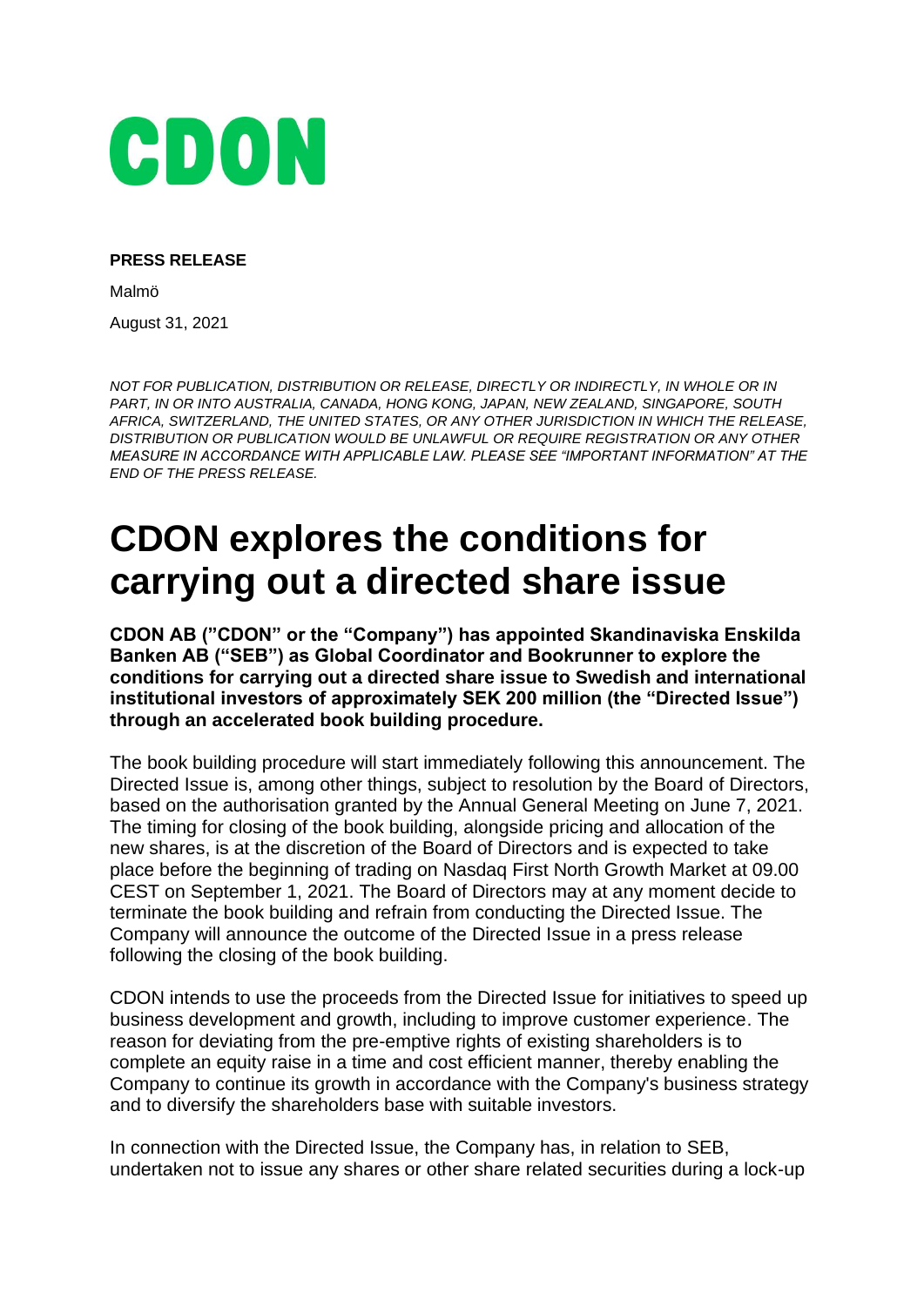CDON

**PRESS RELEASE**

Malmö

August 31, 2021

*NOT FOR PUBLICATION, DISTRIBUTION OR RELEASE, DIRECTLY OR INDIRECTLY, IN WHOLE OR IN PART, IN OR INTO AUSTRALIA, CANADA, HONG KONG, JAPAN, NEW ZEALAND, SINGAPORE, SOUTH AFRICA, SWITZERLAND, THE UNITED STATES, OR ANY OTHER JURISDICTION IN WHICH THE RELEASE, DISTRIBUTION OR PUBLICATION WOULD BE UNLAWFUL OR REQUIRE REGISTRATION OR ANY OTHER MEASURE IN ACCORDANCE WITH APPLICABLE LAW. PLEASE SEE "IMPORTANT INFORMATION" AT THE END OF THE PRESS RELEASE.*

# CDON explores the conditions for carrying out a directed share issue

**CDON AB ("CDON" or the "Company") has appointed Skandinaviska Enskilda Banken AB ("SEB") as Global Coordinator and Bookrunner to explore the conditions for carrying out a directed share issue to Swedish and international institutional investors of approximately SEK 200 million (the "Directed Issue") through an accelerated book building procedure.**

The book building procedure will start immediately following this announcement. The Directed Issue is, among other things, subject to resolution by the Board of Directors, based on the authorisation granted by the Annual General Meeting on June 7, 2021. The timing for closing of the book building, alongside pricing and allocation of the new shares, is at the discretion of the Board of Directors and is expected to take place before the beginning of trading on Nasdaq First North Growth Market at 09.00 CEST on September 1, 2021. The Board of Directors may at any moment decide to terminate the book building and refrain from conducting the Directed Issue. The Company will announce the outcome of the Directed Issue in a press release following the closing of the book building.

CDON intends to use the proceeds from the Directed Issue for initiatives to speed up business development and growth, including to improve customer experience. The reason for deviating from the pre-emptive rights of existing shareholders is to complete an equity raise in a time and cost efficient manner, thereby enabling the Company to continue its growth in accordance with the Company's business strategy and to diversify the shareholders base with suitable investors.

In connection with the Directed Issue, the Company has, in relation to SEB, undertaken not to issue any shares or other share related securities during a lock-up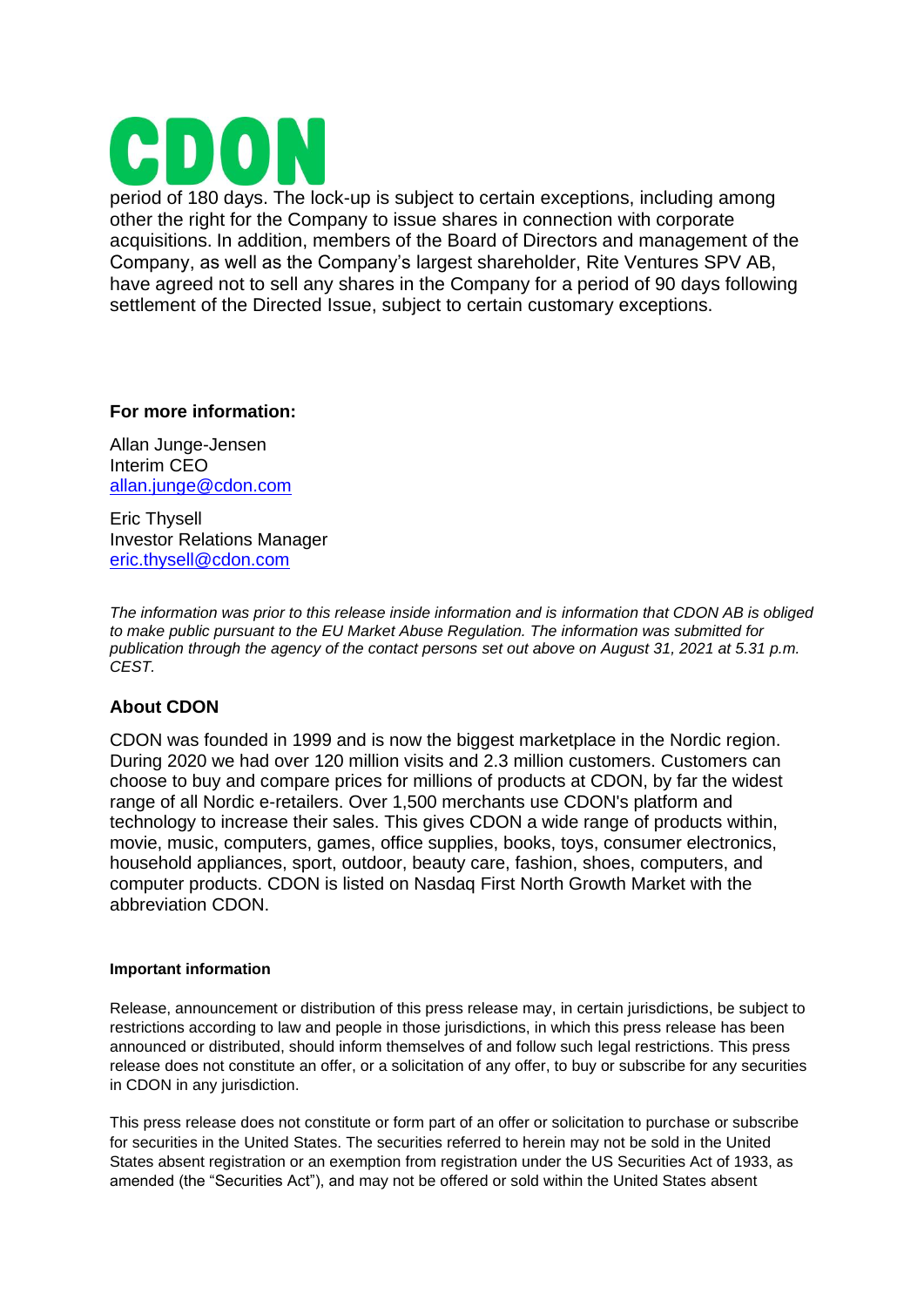period of 180 days. The lock-up is subject to certain exceptions, including among other the right for the Company to issue shares in connection with corporate acquisitions. In addition, members of the Board of Directors and management of the Company, as well as the Company's largest shareholder, Rite Ventures SPV AB, have agreed not to sell any shares in the Company for a period of 90 days following settlement of the Directed Issue, subject to certain customary exceptions.

**For more information:**

Allan Junge-Jensen
Interim CEO
allan.junge@cdon.com

Eric Thysell
Investor Relations Manager
eric.thysell@cdon.com

*The information was prior to this release inside information and is information that CDON AB is obliged to make public pursuant to the EU Market Abuse Regulation. The information was submitted for publication through the agency of the contact persons set out above on August 31, 2021 at 5.31 p.m. CEST.*

## About CDON

CDON was founded in 1999 and is now the biggest marketplace in the Nordic region. During 2020 we had over 120 million visits and 2.3 million customers. Customers can choose to buy and compare prices for millions of products at CDON, by far the widest range of all Nordic e-retailers. Over 1,500 merchants use CDON's platform and technology to increase their sales. This gives CDON a wide range of products within, movie, music, computers, games, office supplies, books, toys, consumer electronics, household appliances, sport, outdoor, beauty care, fashion, shoes, computers, and computer products. CDON is listed on Nasdaq First North Growth Market with the abbreviation CDON.

**Important information**

Release, announcement or distribution of this press release may, in certain jurisdictions, be subject to restrictions according to law and people in those jurisdictions, in which this press release has been announced or distributed, should inform themselves of and follow such legal restrictions. This press release does not constitute an offer, or a solicitation of any offer, to buy or subscribe for any securities in CDON in any jurisdiction.

This press release does not constitute or form part of an offer or solicitation to purchase or subscribe for securities in the United States. The securities referred to herein may not be sold in the United States absent registration or an exemption from registration under the US Securities Act of 1933, as amended (the "Securities Act"), and may not be offered or sold within the United States absent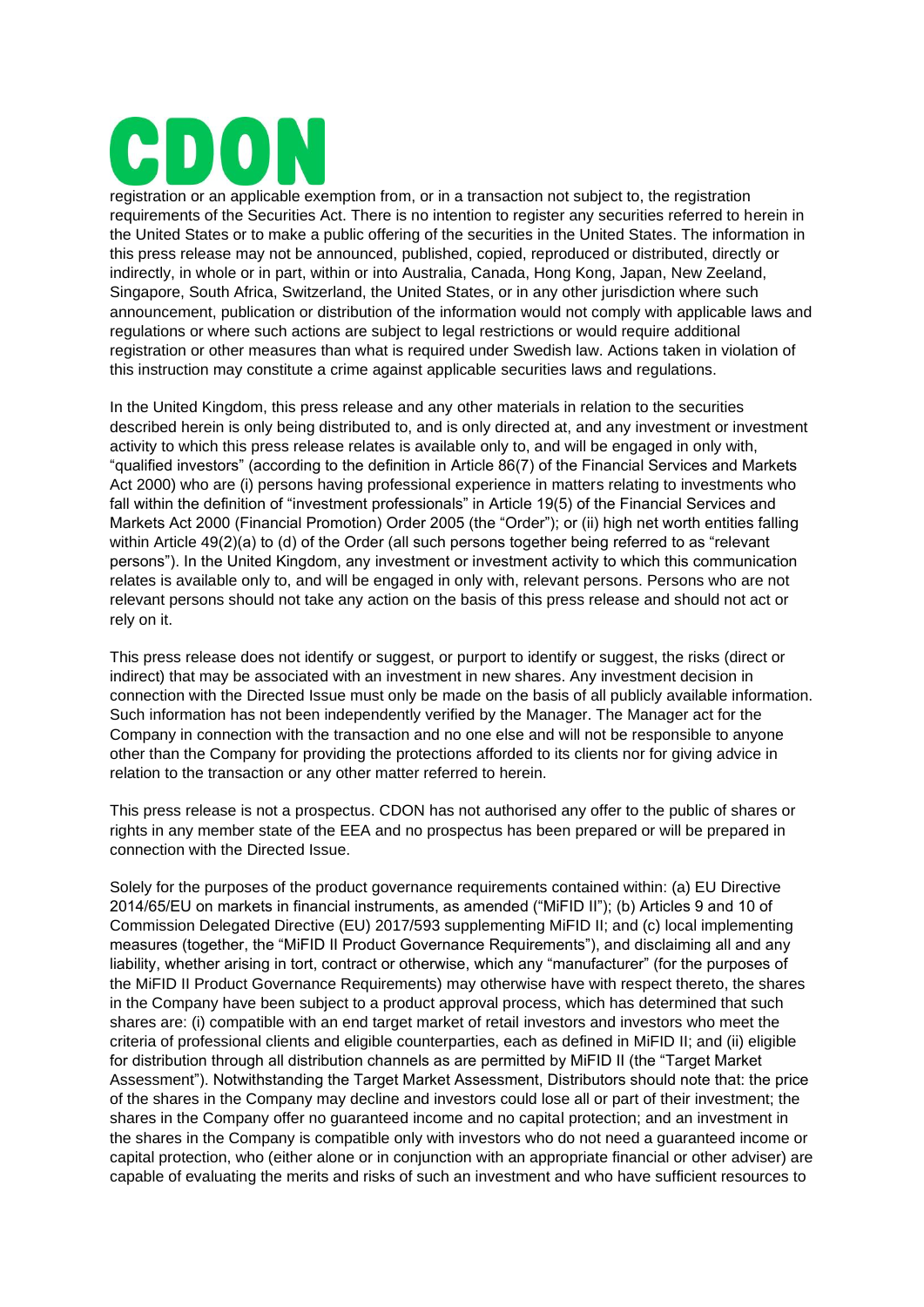registration or an applicable exemption from, or in a transaction not subject to, the registration requirements of the Securities Act. There is no intention to register any securities referred to herein in the United States or to make a public offering of the securities in the United States. The information in this press release may not be announced, published, copied, reproduced or distributed, directly or indirectly, in whole or in part, within or into Australia, Canada, Hong Kong, Japan, New Zeeland, Singapore, South Africa, Switzerland, the United States, or in any other jurisdiction where such announcement, publication or distribution of the information would not comply with applicable laws and regulations or where such actions are subject to legal restrictions or would require additional registration or other measures than what is required under Swedish law. Actions taken in violation of this instruction may constitute a crime against applicable securities laws and regulations.

In the United Kingdom, this press release and any other materials in relation to the securities described herein is only being distributed to, and is only directed at, and any investment or investment activity to which this press release relates is available only to, and will be engaged in only with, "qualified investors" (according to the definition in Article 86(7) of the Financial Services and Markets Act 2000) who are (i) persons having professional experience in matters relating to investments who fall within the definition of "investment professionals" in Article 19(5) of the Financial Services and Markets Act 2000 (Financial Promotion) Order 2005 (the "Order"); or (ii) high net worth entities falling within Article 49(2)(a) to (d) of the Order (all such persons together being referred to as "relevant persons"). In the United Kingdom, any investment or investment activity to which this communication relates is available only to, and will be engaged in only with, relevant persons. Persons who are not relevant persons should not take any action on the basis of this press release and should not act or rely on it.

This press release does not identify or suggest, or purport to identify or suggest, the risks (direct or indirect) that may be associated with an investment in new shares. Any investment decision in connection with the Directed Issue must only be made on the basis of all publicly available information. Such information has not been independently verified by the Manager. The Manager act for the Company in connection with the transaction and no one else and will not be responsible to anyone other than the Company for providing the protections afforded to its clients nor for giving advice in relation to the transaction or any other matter referred to herein.

This press release is not a prospectus. CDON has not authorised any offer to the public of shares or rights in any member state of the EEA and no prospectus has been prepared or will be prepared in connection with the Directed Issue.

Solely for the purposes of the product governance requirements contained within: (a) EU Directive 2014/65/EU on markets in financial instruments, as amended ("MiFID II"); (b) Articles 9 and 10 of Commission Delegated Directive (EU) 2017/593 supplementing MiFID II; and (c) local implementing measures (together, the "MiFID II Product Governance Requirements"), and disclaiming all and any liability, whether arising in tort, contract or otherwise, which any "manufacturer" (for the purposes of the MiFID II Product Governance Requirements) may otherwise have with respect thereto, the shares in the Company have been subject to a product approval process, which has determined that such shares are: (i) compatible with an end target market of retail investors and investors who meet the criteria of professional clients and eligible counterparties, each as defined in MiFID II; and (ii) eligible for distribution through all distribution channels as are permitted by MiFID II (the "Target Market Assessment"). Notwithstanding the Target Market Assessment, Distributors should note that: the price of the shares in the Company may decline and investors could lose all or part of their investment; the shares in the Company offer no guaranteed income and no capital protection; and an investment in the shares in the Company is compatible only with investors who do not need a guaranteed income or capital protection, who (either alone or in conjunction with an appropriate financial or other adviser) are capable of evaluating the merits and risks of such an investment and who have sufficient resources to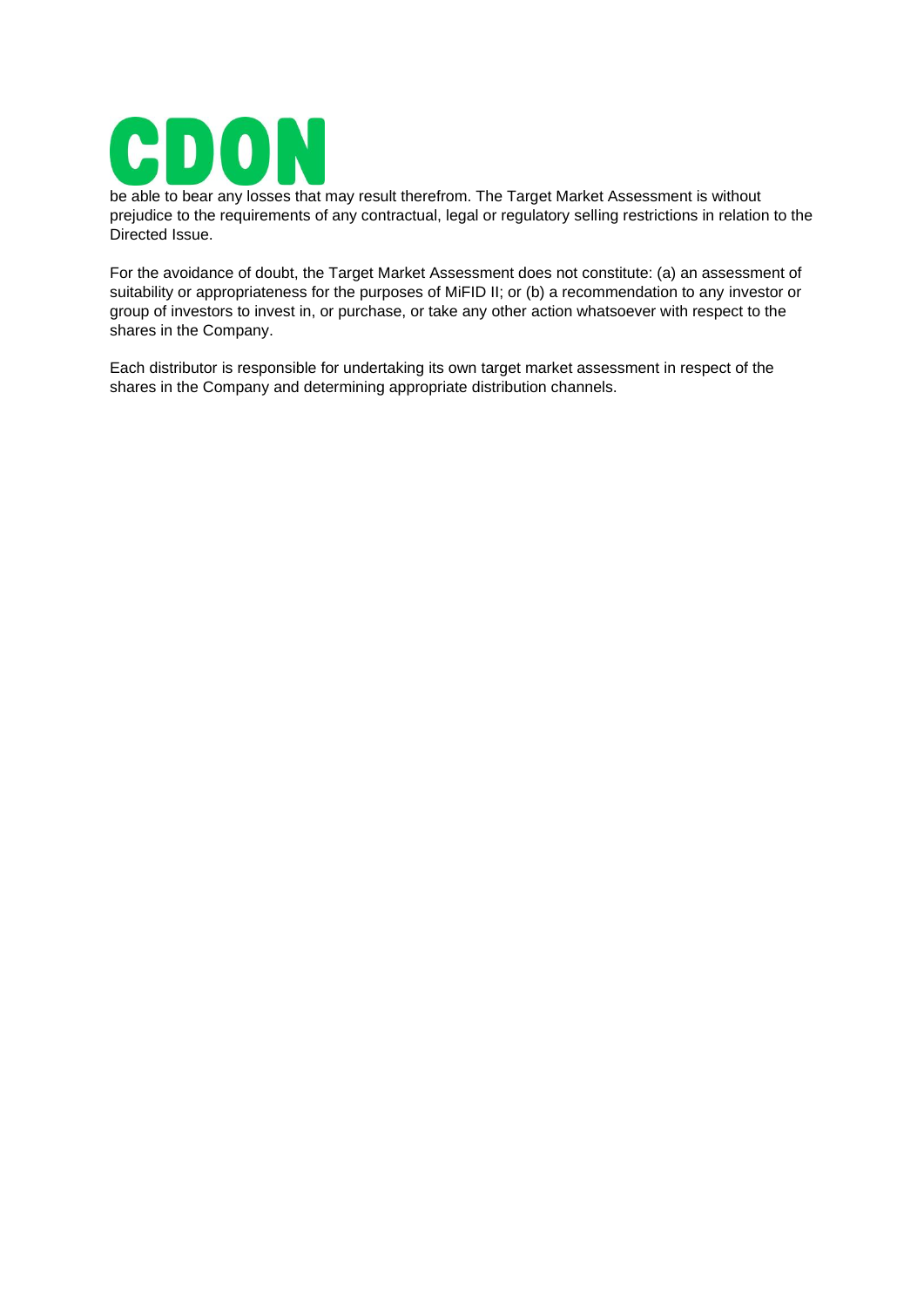be able to bear any losses that may result therefrom. The Target Market Assessment is without prejudice to the requirements of any contractual, legal or regulatory selling restrictions in relation to the Directed Issue.

For the avoidance of doubt, the Target Market Assessment does not constitute: (a) an assessment of suitability or appropriateness for the purposes of MiFID II; or (b) a recommendation to any investor or group of investors to invest in, or purchase, or take any other action whatsoever with respect to the shares in the Company.

Each distributor is responsible for undertaking its own target market assessment in respect of the shares in the Company and determining appropriate distribution channels.